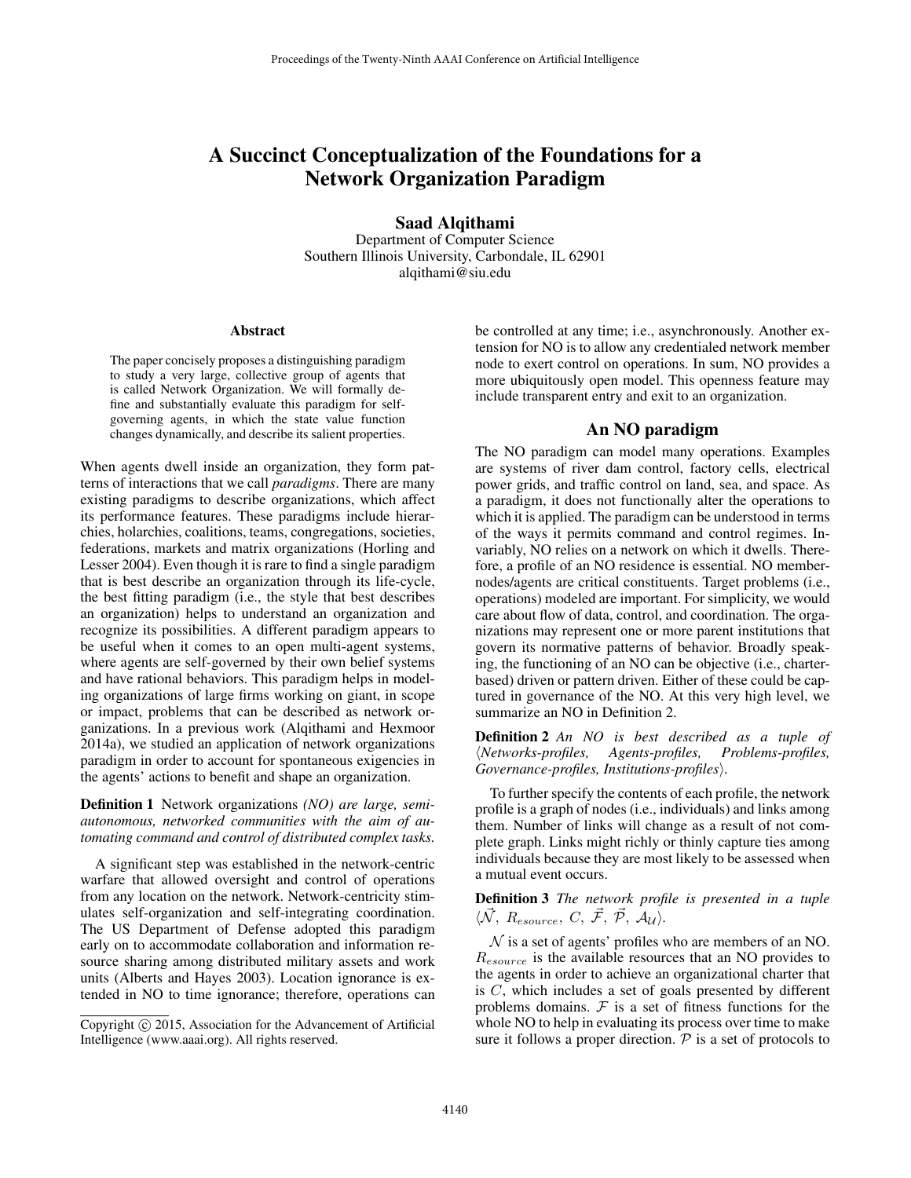# A Succinct Conceptualization of the Foundations for a Network Organization Paradigm

**Saad Alqithami**
Department of Computer Science
Southern Illinois University, Carbondale, IL 62901
alqithami@siu.edu

## Abstract

The paper concisely proposes a distinguishing paradigm to study a very large, collective group of agents that is called Network Organization. We will formally define and substantially evaluate this paradigm for self-governing agents, in which the state value function changes dynamically, and describe its salient properties.

When agents dwell inside an organization, they form patterns of interactions that we call *paradigms*. There are many existing paradigms to describe organizations, which affect its performance features. These paradigms include hierarchies, holarchies, coalitions, teams, congregations, societies, federations, markets and matrix organizations (Horling and Lesser 2004). Even though it is rare to find a single paradigm that is best describe an organization through its life-cycle, the best fitting paradigm (i.e., the style that best describes an organization) helps to understand an organization and recognize its possibilities. A different paradigm appears to be useful when it comes to an open multi-agent systems, where agents are self-governed by their own belief systems and have rational behaviors. This paradigm helps in modeling organizations of large firms working on giant, in scope or impact, problems that can be described as network organizations. In a previous work (Alqithami and Hexmoor 2014a), we studied an application of network organizations paradigm in order to account for spontaneous exigencies in the agents' actions to benefit and shape an organization.

**Definition 1** Network organizations *(NO) are large, semi-autonomous, networked communities with the aim of automating command and control of distributed complex tasks.*

A significant step was established in the network-centric warfare that allowed oversight and control of operations from any location on the network. Network-centricity stimulates self-organization and self-integrating coordination. The US Department of Defense adopted this paradigm early on to accommodate collaboration and information resource sharing among distributed military assets and work units (Alberts and Hayes 2003). Location ignorance is extended in NO to time ignorance; therefore, operations can be controlled at any time; i.e., asynchronously. Another extension for NO is to allow any credentialed network member node to exert control on operations. In sum, NO provides a more ubiquitously open model. This openness feature may include transparent entry and exit to an organization.

## An NO paradigm

The NO paradigm can model many operations. Examples are systems of river dam control, factory cells, electrical power grids, and traffic control on land, sea, and space. As a paradigm, it does not functionally alter the operations to which it is applied. The paradigm can be understood in terms of the ways it permits command and control regimes. Invariably, NO relies on a network on which it dwells. Therefore, a profile of an NO residence is essential. NO member-nodes/agents are critical constituents. Target problems (i.e., operations) modeled are important. For simplicity, we would care about flow of data, control, and coordination. The organizations may represent one or more parent institutions that govern its normative patterns of behavior. Broadly speaking, the functioning of an NO can be objective (i.e., charter-based) driven or pattern driven. Either of these could be captured in governance of the NO. At this very high level, we summarize an NO in Definition 2.

**Definition 2** *An NO is best described as a tuple of* ⟨*Networks-profiles, Agents-profiles, Problems-profiles, Governance-profiles, Institutions-profiles*⟩.

To further specify the contents of each profile, the network profile is a graph of nodes (i.e., individuals) and links among them. Number of links will change as a result of not complete graph. Links might richly or thinly capture ties among individuals because they are most likely to be assessed when a mutual event occurs.

**Definition 3** *The network profile is presented in a tuple* $\langle \vec{\mathcal{N}},\ R_{esource},\ C,\ \vec{\mathcal{F}},\ \vec{\mathcal{P}},\ \mathcal{A}_{\mathcal{U}} \rangle$.

$\mathcal{N}$ is a set of agents' profiles who are members of an NO. $R_{esource}$ is the available resources that an NO provides to the agents in order to achieve an organizational charter that is $C$, which includes a set of goals presented by different problems domains. $\mathcal{F}$ is a set of fitness functions for the whole NO to help in evaluating its process over time to make sure it follows a proper direction. $\mathcal{P}$ is a set of protocols to

Copyright © 2015, Association for the Advancement of Artificial Intelligence (www.aaai.org). All rights reserved.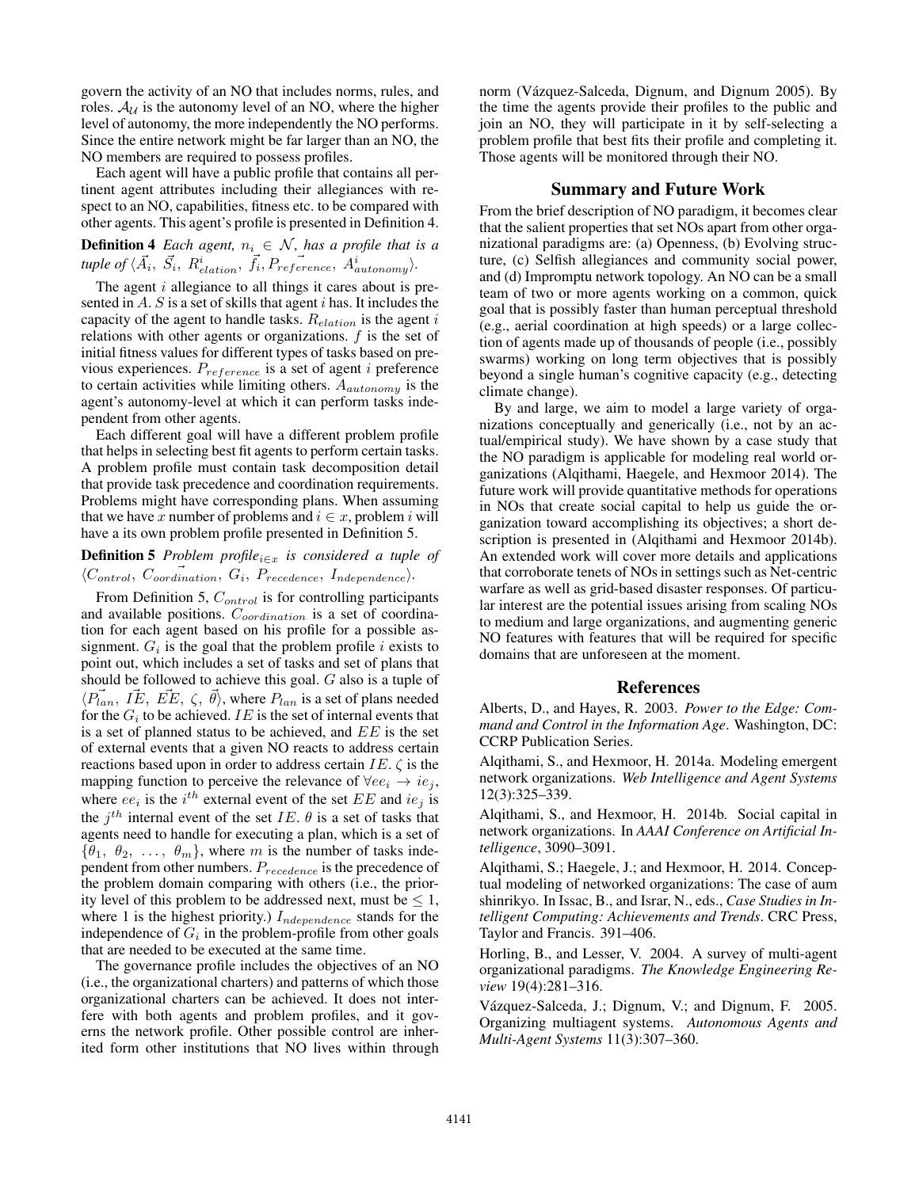govern the activity of an NO that includes norms, rules, and roles. $\mathcal{A}_{\mathcal{U}}$ is the autonomy level of an NO, where the higher level of autonomy, the more independently the NO performs. Since the entire network might be far larger than an NO, the NO members are required to possess profiles.

Each agent will have a public profile that contains all pertinent agent attributes including their allegiances with respect to an NO, capabilities, fitness etc. to be compared with other agents. This agent's profile is presented in Definition 4.

**Definition 4** *Each agent, $n_i \in \mathcal{N}$, has a profile that is a tuple of $\langle \vec{A_i},\ \vec{S_i},\ R^i_{elation},\ \vec{f_i}, \vec{P_{reference}},\ A^i_{autonomy} \rangle$.*

The agent $i$ allegiance to all things it cares about is presented in $A$. $S$ is a set of skills that agent $i$ has. It includes the capacity of the agent to handle tasks. $R_{elation}$ is the agent $i$ relations with other agents or organizations. $f$ is the set of initial fitness values for different types of tasks based on previous experiences. $P_{reference}$ is a set of agent $i$ preference to certain activities while limiting others. $A_{autonomy}$ is the agent's autonomy-level at which it can perform tasks independent from other agents.

Each different goal will have a different problem profile that helps in selecting best fit agents to perform certain tasks. A problem profile must contain task decomposition detail that provide task precedence and coordination requirements. Problems might have corresponding plans. When assuming that we have $x$ number of problems and $i \in x$, problem $i$ will have a its own problem profile presented in Definition 5.

**Definition 5** *Problem profile$_{i \in x}$ is considered a tuple of $\langle C_{ontrol},\ \vec{C_{oordination}},\ G_i,\ P_{recedence},\ I_{ndependence} \rangle$.*

From Definition 5, $C_{ontrol}$ is for controlling participants and available positions. $C_{oordination}$ is a set of coordination for each agent based on his profile for a possible assignment. $G_i$ is the goal that the problem profile $i$ exists to point out, which includes a set of tasks and set of plans that should be followed to achieve this goal. $G$ also is a tuple of $\langle \vec{P_{lan}},\ \vec{IE},\ \vec{EE},\ \zeta,\ \vec{\theta} \rangle$, where $P_{lan}$ is a set of plans needed for the $G_i$ to be achieved. $IE$ is the set of internal events that is a set of planned status to be achieved, and $EE$ is the set of external events that a given NO reacts to address certain reactions based upon in order to address certain $IE$. $\zeta$ is the mapping function to perceive the relevance of $\forall ee_i \rightarrow ie_j$, where $ee_i$ is the $i^{th}$ external event of the set $EE$ and $ie_j$ is the $j^{th}$ internal event of the set $IE$. $\theta$ is a set of tasks that agents need to handle for executing a plan, which is a set of $\{\theta_1,\ \theta_2,\ \ldots,\ \theta_m\}$, where $m$ is the number of tasks independent from other numbers. $P_{recedence}$ is the precedence of the problem domain comparing with others (i.e., the priority level of this problem to be addressed next, must be $\leq 1$, where 1 is the highest priority.) $I_{ndependence}$ stands for the independence of $G_i$ in the problem-profile from other goals that are needed to be executed at the same time.

The governance profile includes the objectives of an NO (i.e., the organizational charters) and patterns of which those organizational charters can be achieved. It does not interfere with both agents and problem profiles, and it governs the network profile. Other possible control are inherited form other institutions that NO lives within through norm (Vázquez-Salceda, Dignum, and Dignum 2005). By the time the agents provide their profiles to the public and join an NO, they will participate in it by self-selecting a problem profile that best fits their profile and completing it. Those agents will be monitored through their NO.

## Summary and Future Work

From the brief description of NO paradigm, it becomes clear that the salient properties that set NOs apart from other organizational paradigms are: (a) Openness, (b) Evolving structure, (c) Selfish allegiances and community social power, and (d) Impromptu network topology. An NO can be a small team of two or more agents working on a common, quick goal that is possibly faster than human perceptual threshold (e.g., aerial coordination at high speeds) or a large collection of agents made up of thousands of people (i.e., possibly swarms) working on long term objectives that is possibly beyond a single human's cognitive capacity (e.g., detecting climate change).

By and large, we aim to model a large variety of organizations conceptually and generically (i.e., not by an actual/empirical study). We have shown by a case study that the NO paradigm is applicable for modeling real world organizations (Alqithami, Haegele, and Hexmoor 2014). The future work will provide quantitative methods for operations in NOs that create social capital to help us guide the organization toward accomplishing its objectives; a short description is presented in (Alqithami and Hexmoor 2014b). An extended work will cover more details and applications that corroborate tenets of NOs in settings such as Net-centric warfare as well as grid-based disaster responses. Of particular interest are the potential issues arising from scaling NOs to medium and large organizations, and augmenting generic NO features with features that will be required for specific domains that are unforeseen at the moment.

## References

Alberts, D., and Hayes, R. 2003. *Power to the Edge: Command and Control in the Information Age*. Washington, DC: CCRP Publication Series.

Alqithami, S., and Hexmoor, H. 2014a. Modeling emergent network organizations. *Web Intelligence and Agent Systems* 12(3):325–339.

Alqithami, S., and Hexmoor, H. 2014b. Social capital in network organizations. In *AAAI Conference on Artificial Intelligence*, 3090–3091.

Alqithami, S.; Haegele, J.; and Hexmoor, H. 2014. Conceptual modeling of networked organizations: The case of aum shinrikyo. In Issac, B., and Israr, N., eds., *Case Studies in Intelligent Computing: Achievements and Trends*. CRC Press, Taylor and Francis. 391–406.

Horling, B., and Lesser, V. 2004. A survey of multi-agent organizational paradigms. *The Knowledge Engineering Review* 19(4):281–316.

Vázquez-Salceda, J.; Dignum, V.; and Dignum, F. 2005. Organizing multiagent systems. *Autonomous Agents and Multi-Agent Systems* 11(3):307–360.